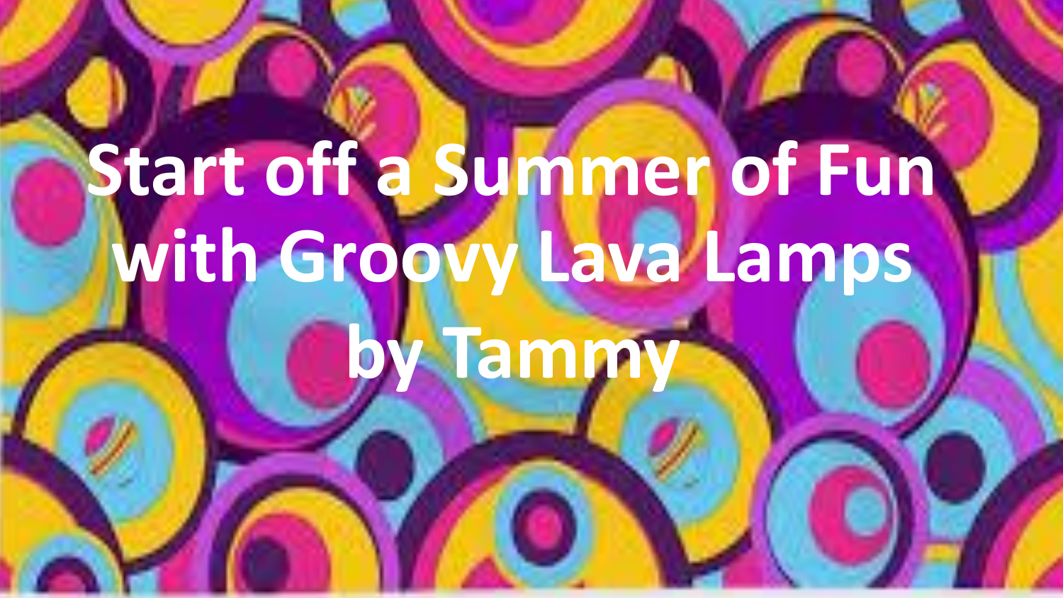# Start off a Summer of Fun with Groovy Lava Lamps by Tammy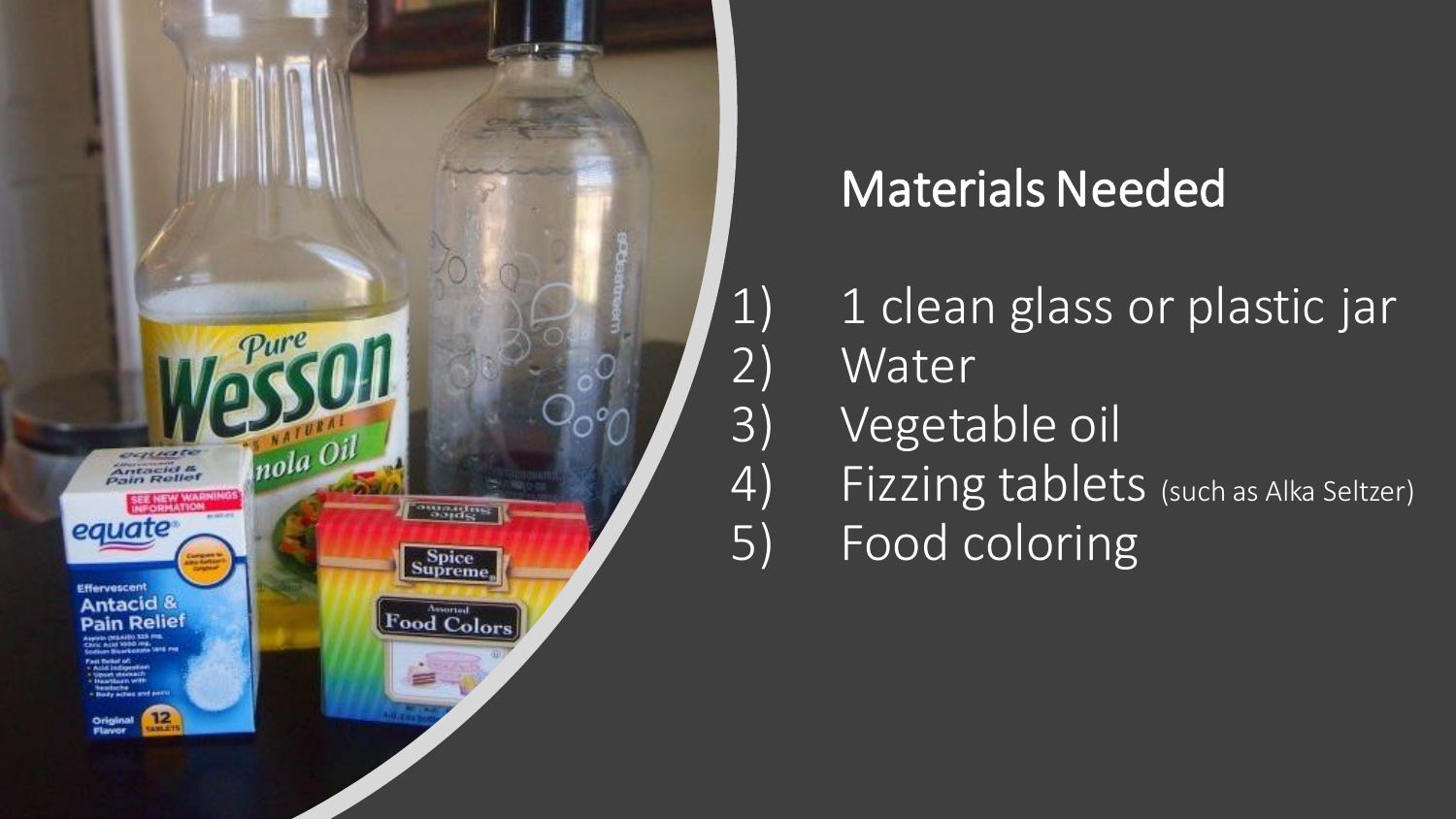## Materials Needed

1) 1 clean glass or plastic jar
2) Water
3) Vegetable oil
4) Fizzing tablets (such as Alka Seltzer)
5) Food coloring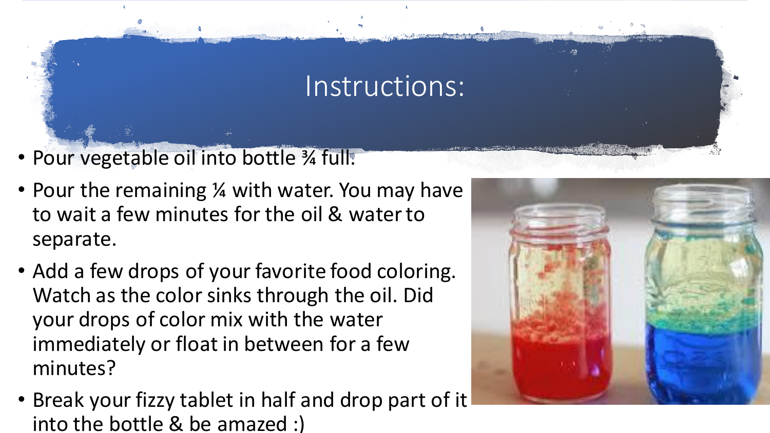# Instructions:

- Pour vegetable oil into bottle ¾ full.
- Pour the remaining ¼ with water. You may have to wait a few minutes for the oil & water to separate.
- Add a few drops of your favorite food coloring. Watch as the color sinks through the oil. Did your drops of color mix with the water immediately or float in between for a few minutes?
- Break your fizzy tablet in half and drop part of it into the bottle & be amazed :)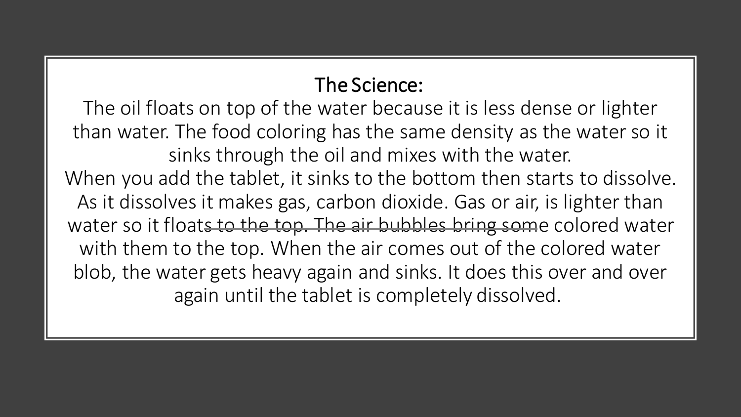## The Science:

The oil floats on top of the water because it is less dense or lighter than water. The food coloring has the same density as the water so it sinks through the oil and mixes with the water.

When you add the tablet, it sinks to the bottom then starts to dissolve. As it dissolves it makes gas, carbon dioxide. Gas or air, is lighter than water so it floats to the top. The air bubbles bring some colored water with them to the top. When the air comes out of the colored water blob, the water gets heavy again and sinks. It does this over and over again until the tablet is completely dissolved.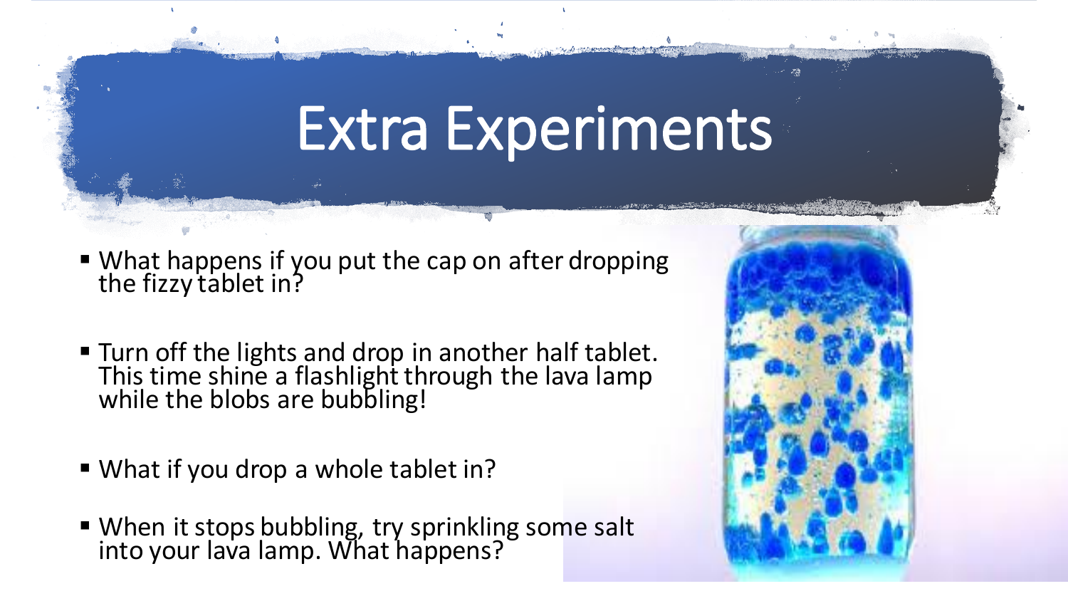# Extra Experiments

- What happens if you put the cap on after dropping the fizzy tablet in?
- Turn off the lights and drop in another half tablet. This time shine a flashlight through the lava lamp while the blobs are bubbling!
- What if you drop a whole tablet in?
- When it stops bubbling, try sprinkling some salt into your lava lamp. What happens?